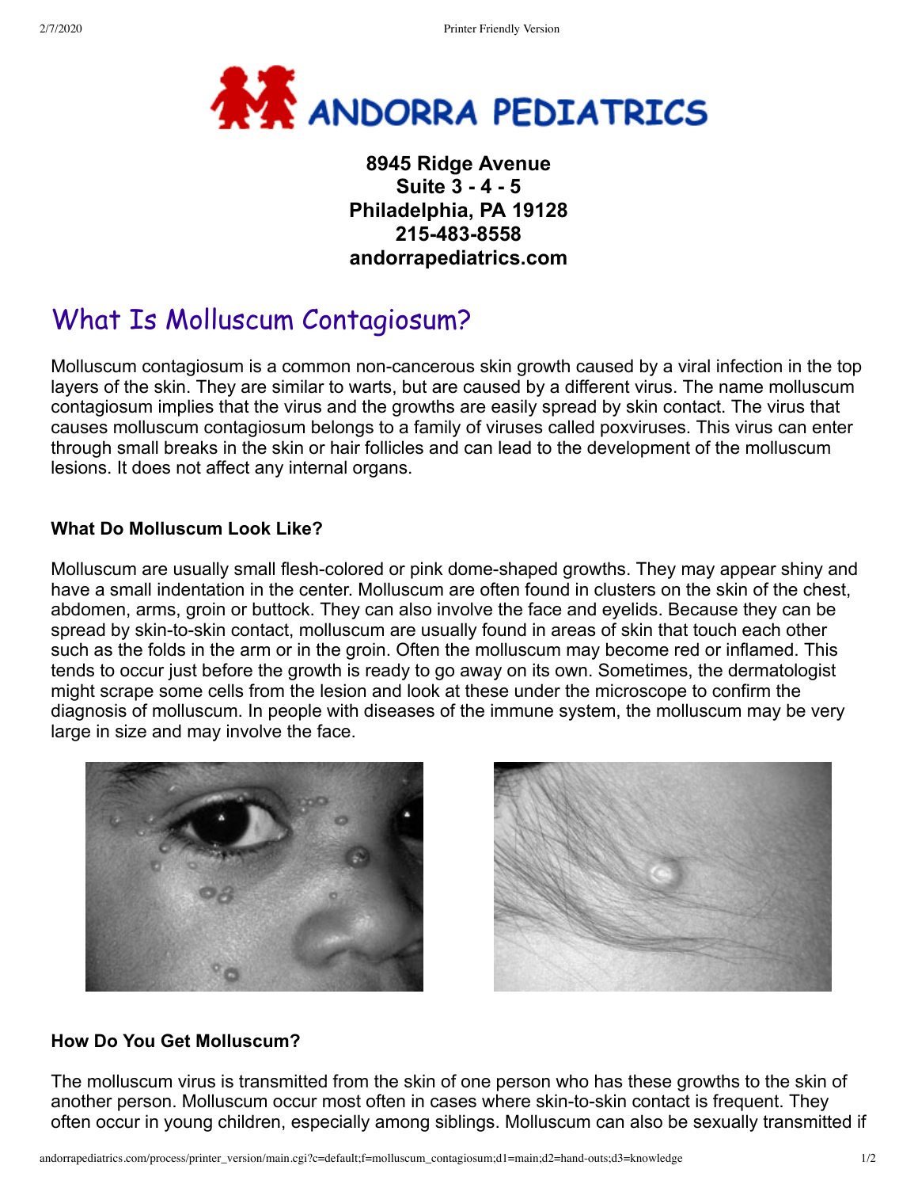# ANDORRA PEDIATRICS

**8945 Ridge Avenue**
**Suite 3 - 4 - 5**
**Philadelphia, PA 19128**
**215-483-8558**
**andorrapediatrics.com**

# What Is Molluscum Contagiosum?

Molluscum contagiosum is a common non-cancerous skin growth caused by a viral infection in the top layers of the skin. They are similar to warts, but are caused by a different virus. The name molluscum contagiosum implies that the virus and the growths are easily spread by skin contact. The virus that causes molluscum contagiosum belongs to a family of viruses called poxviruses. This virus can enter through small breaks in the skin or hair follicles and can lead to the development of the molluscum lesions. It does not affect any internal organs.

### What Do Molluscum Look Like?

Molluscum are usually small flesh-colored or pink dome-shaped growths. They may appear shiny and have a small indentation in the center. Molluscum are often found in clusters on the skin of the chest, abdomen, arms, groin or buttock. They can also involve the face and eyelids. Because they can be spread by skin-to-skin contact, molluscum are usually found in areas of skin that touch each other such as the folds in the arm or in the groin. Often the molluscum may become red or inflamed. This tends to occur just before the growth is ready to go away on its own. Sometimes, the dermatologist might scrape some cells from the lesion and look at these under the microscope to confirm the diagnosis of molluscum. In people with diseases of the immune system, the molluscum may be very large in size and may involve the face.

### How Do You Get Molluscum?

The molluscum virus is transmitted from the skin of one person who has these growths to the skin of another person. Molluscum occur most often in cases where skin-to-skin contact is frequent. They often occur in young children, especially among siblings. Molluscum can also be sexually transmitted if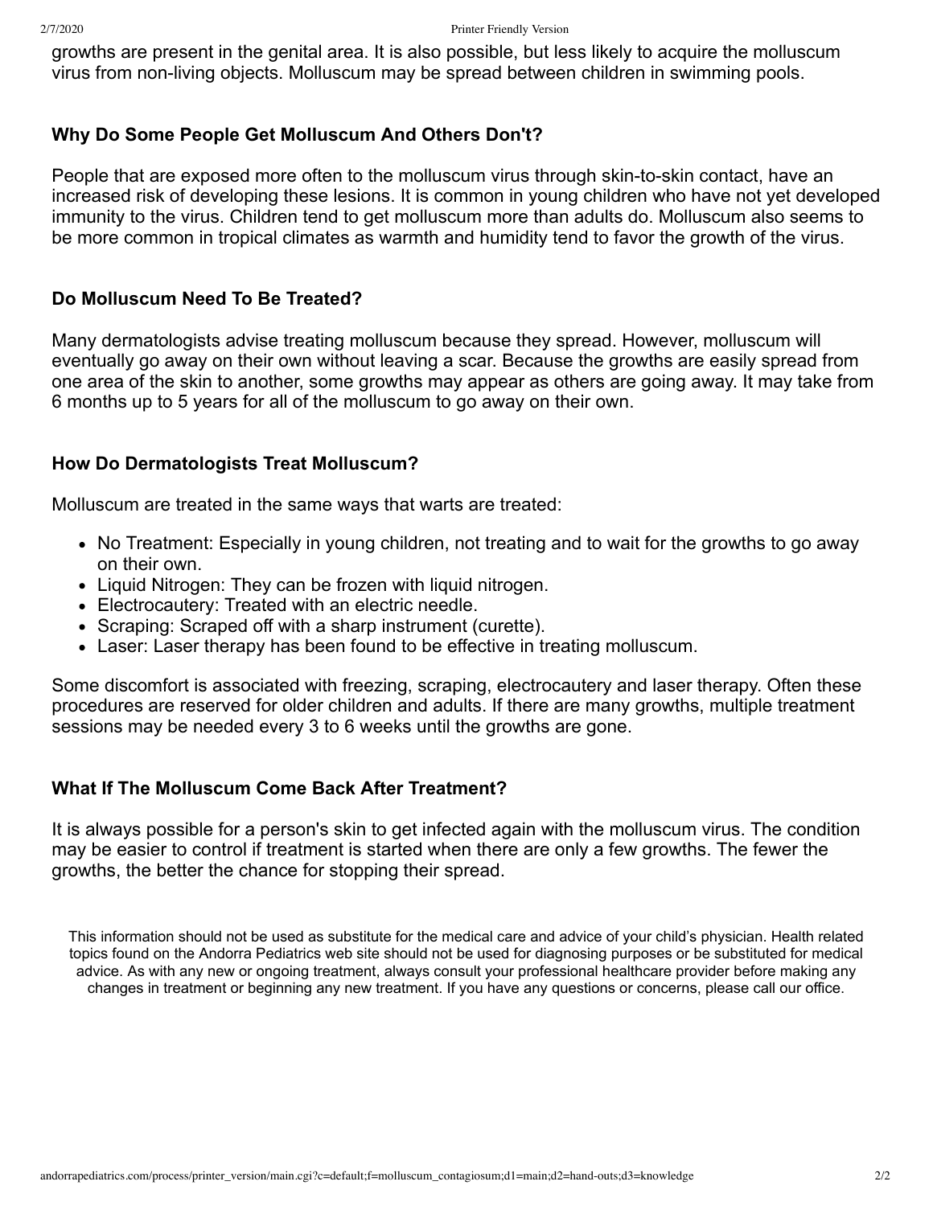growths are present in the genital area. It is also possible, but less likely to acquire the molluscum virus from non-living objects. Molluscum may be spread between children in swimming pools.

### Why Do Some People Get Molluscum And Others Don't?

People that are exposed more often to the molluscum virus through skin-to-skin contact, have an increased risk of developing these lesions. It is common in young children who have not yet developed immunity to the virus. Children tend to get molluscum more than adults do. Molluscum also seems to be more common in tropical climates as warmth and humidity tend to favor the growth of the virus.

### Do Molluscum Need To Be Treated?

Many dermatologists advise treating molluscum because they spread. However, molluscum will eventually go away on their own without leaving a scar. Because the growths are easily spread from one area of the skin to another, some growths may appear as others are going away. It may take from 6 months up to 5 years for all of the molluscum to go away on their own.

### How Do Dermatologists Treat Molluscum?

Molluscum are treated in the same ways that warts are treated:

- No Treatment: Especially in young children, not treating and to wait for the growths to go away on their own.
- Liquid Nitrogen: They can be frozen with liquid nitrogen.
- Electrocautery: Treated with an electric needle.
- Scraping: Scraped off with a sharp instrument (curette).
- Laser: Laser therapy has been found to be effective in treating molluscum.

Some discomfort is associated with freezing, scraping, electrocautery and laser therapy. Often these procedures are reserved for older children and adults. If there are many growths, multiple treatment sessions may be needed every 3 to 6 weeks until the growths are gone.

### What If The Molluscum Come Back After Treatment?

It is always possible for a person's skin to get infected again with the molluscum virus. The condition may be easier to control if treatment is started when there are only a few growths. The fewer the growths, the better the chance for stopping their spread.

This information should not be used as substitute for the medical care and advice of your child's physician. Health related topics found on the Andorra Pediatrics web site should not be used for diagnosing purposes or be substituted for medical advice. As with any new or ongoing treatment, always consult your professional healthcare provider before making any changes in treatment or beginning any new treatment. If you have any questions or concerns, please call our office.